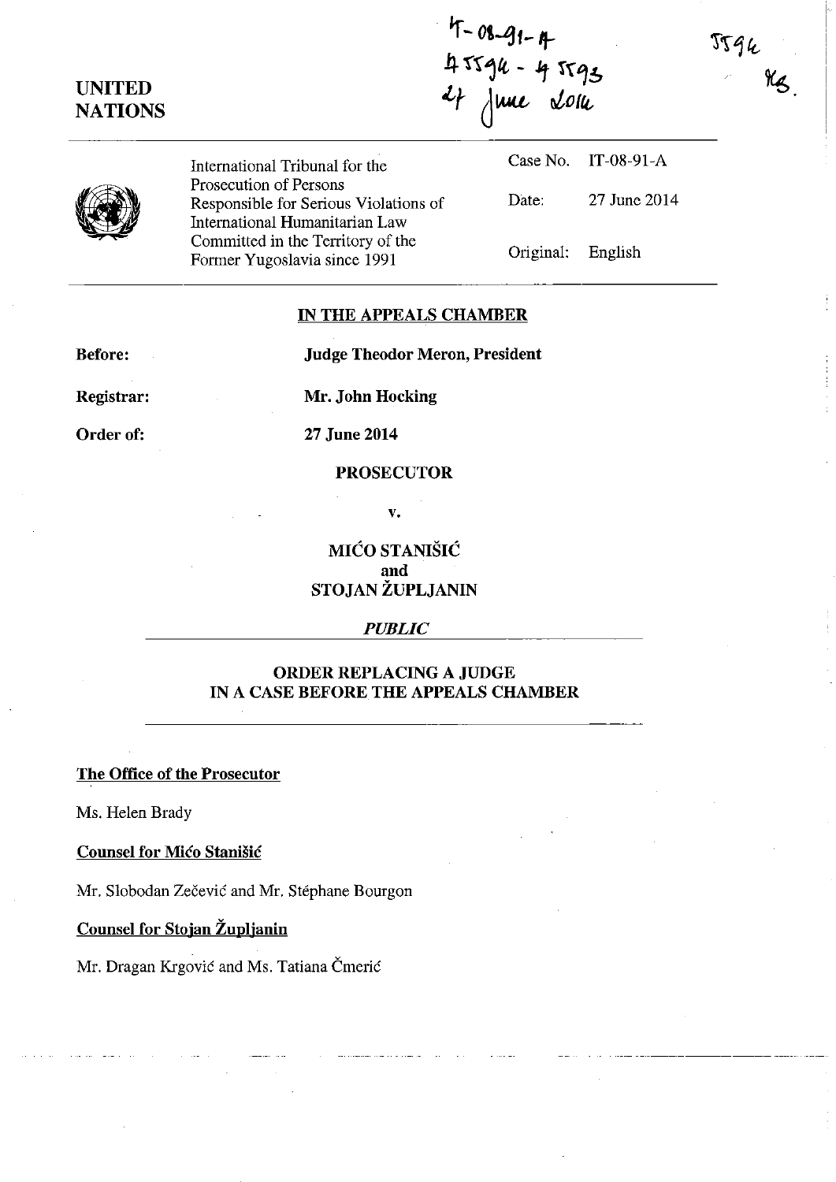IT-08-91-A
A 5594 - A 5593
27 June 2014

5594
KS.

**UNITED NATIONS**

International Tribunal for the Prosecution of Persons Responsible for Serious Violations of International Humanitarian Law Committed in the Territory of the Former Yugoslavia since 1991

| | |
|---|---|
| Case No. | IT-08-91-A |
| Date: | 27 June 2014 |
| Original: | English |

## IN THE APPEALS CHAMBER

**Before:** **Judge Theodor Meron, President**

**Registrar:** **Mr. John Hocking**

**Order of:** **27 June 2014**

**PROSECUTOR**

**v.**

**MIĆO STANIŠIĆ**
**and**
**STOJAN ŽUPLJANIN**

***PUBLIC***

## ORDER REPLACING A JUDGE IN A CASE BEFORE THE APPEALS CHAMBER

**The Office of the Prosecutor**

Ms. Helen Brady

**Counsel for Mićo Stanišić**

Mr. Slobodan Zečević and Mr. Stéphane Bourgon

**Counsel for Stojan Župljanin**

Mr. Dragan Krgović and Ms. Tatiana Čmerić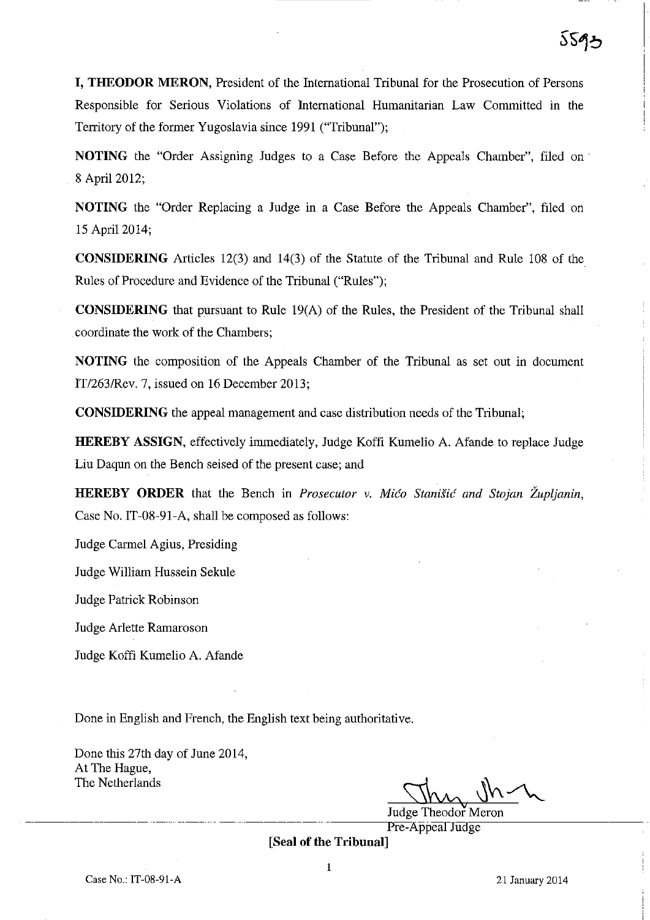**I, THEODOR MERON**, President of the International Tribunal for the Prosecution of Persons Responsible for Serious Violations of International Humanitarian Law Committed in the Territory of the former Yugoslavia since 1991 ("Tribunal");

**NOTING** the "Order Assigning Judges to a Case Before the Appeals Chamber", filed on 8 April 2012;

**NOTING** the "Order Replacing a Judge in a Case Before the Appeals Chamber", filed on 15 April 2014;

**CONSIDERING** Articles 12(3) and 14(3) of the Statute of the Tribunal and Rule 108 of the Rules of Procedure and Evidence of the Tribunal ("Rules");

**CONSIDERING** that pursuant to Rule 19(A) of the Rules, the President of the Tribunal shall coordinate the work of the Chambers;

**NOTING** the composition of the Appeals Chamber of the Tribunal as set out in document IT/263/Rev. 7, issued on 16 December 2013;

**CONSIDERING** the appeal management and case distribution needs of the Tribunal;

**HEREBY ASSIGN**, effectively immediately, Judge Koffi Kumelio A. Afande to replace Judge Liu Daqun on the Bench seised of the present case; and

**HEREBY ORDER** that the Bench in *Prosecutor v. Mićo Stanišić and Stojan Župljanin*, Case No. IT-08-91-A, shall be composed as follows:

Judge Carmel Agius, Presiding

Judge William Hussein Sekule

Judge Patrick Robinson

Judge Arlette Ramaroson

Judge Koffi Kumelio A. Afande

Done in English and French, the English text being authoritative.

Done this 27th day of June 2014,
At The Hague,
The Netherlands

Judge Theodor Meron
Pre-Appeal Judge

**[Seal of the Tribunal]**